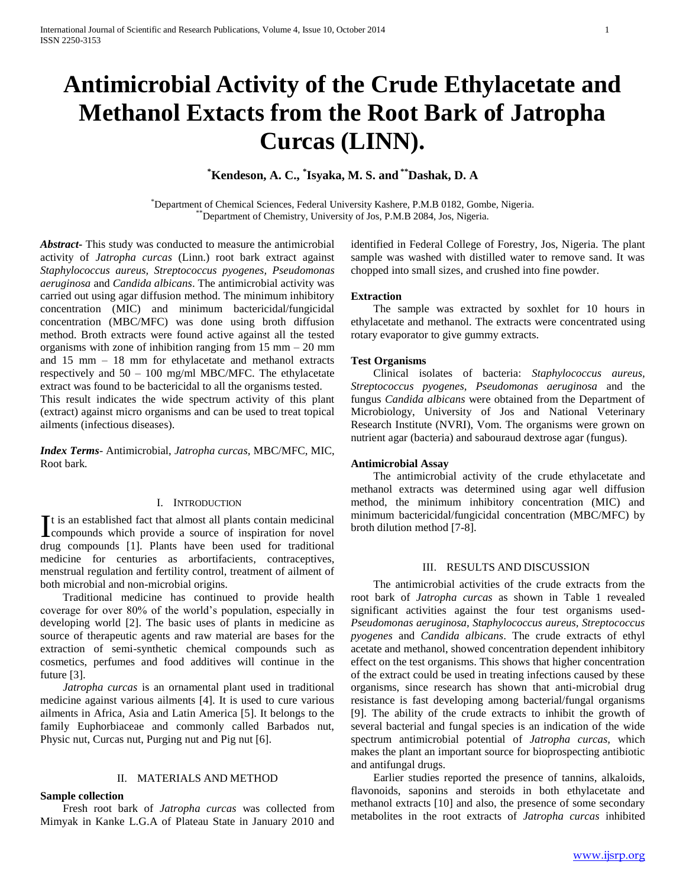# Antimicrobial Activity of the Crude Ethylacetate and Methanol Extracts from the Root Bark of Jatropha Curcas (LINN).

**[*]Kendeson, A. C., [*]Isyaka, M. S. and [**]Dashak, D. A**

[*]Department of Chemical Sciences, Federal University Kashere, P.M.B 0182, Gombe, Nigeria.
[**]Department of Chemistry, University of Jos, P.M.B 2084, Jos, Nigeria.

***Abstract-*** This study was conducted to measure the antimicrobial activity of *Jatropha curcas* (Linn.) root bark extract against *Staphylococcus aureus*, *Streptococcus pyogenes*, *Pseudomonas aeruginosa* and *Candida albicans*. The antimicrobial activity was carried out using agar diffusion method. The minimum inhibitory concentration (MIC) and minimum bactericidal/fungicidal concentration (MBC/MFC) was done using broth diffusion method. Broth extracts were found active against all the tested organisms with zone of inhibition ranging from 15 mm – 20 mm and 15 mm – 18 mm for ethylacetate and methanol extracts respectively and 50 – 100 mg/ml MBC/MFC. The ethylacetate extract was found to be bactericidal to all the organisms tested.
This result indicates the wide spectrum activity of this plant (extract) against micro organisms and can be used to treat topical ailments (infectious diseases).

***Index Terms-*** Antimicrobial, *Jatropha curcas*, MBC/MFC, MIC, Root bark.

## I. Introduction

It is an established fact that almost all plants contain medicinal compounds which provide a source of inspiration for novel drug compounds [1]. Plants have been used for traditional medicine for centuries as arbortifacients, contraceptives, menstrual regulation and fertility control, treatment of ailment of both microbial and non-microbial origins.

Traditional medicine has continued to provide health coverage for over 80% of the world's population, especially in developing world [2]. The basic uses of plants in medicine as source of therapeutic agents and raw material are bases for the extraction of semi-synthetic chemical compounds such as cosmetics, perfumes and food additives will continue in the future [3].

*Jatropha curcas* is an ornamental plant used in traditional medicine against various ailments [4]. It is used to cure various ailments in Africa, Asia and Latin America [5]. It belongs to the family Euphorbiaceae and commonly called Barbados nut, Physic nut, Curcas nut, Purging nut and Pig nut [6].

## II. Materials and Method

### Sample collection

Fresh root bark of *Jatropha curcas* was collected from Mimyak in Kanke L.G.A of Plateau State in January 2010 and identified in Federal College of Forestry, Jos, Nigeria. The plant sample was washed with distilled water to remove sand. It was chopped into small sizes, and crushed into fine powder.

### Extraction

The sample was extracted by soxhlet for 10 hours in ethylacetate and methanol. The extracts were concentrated using rotary evaporator to give gummy extracts.

### Test Organisms

Clinical isolates of bacteria: *Staphylococcus aureus, Streptococcus pyogenes, Pseudomonas aeruginosa* and the fungus *Candida albicans* were obtained from the Department of Microbiology, University of Jos and National Veterinary Research Institute (NVRI), Vom. The organisms were grown on nutrient agar (bacteria) and sabouraud dextrose agar (fungus).

### Antimicrobial Assay

The antimicrobial activity of the crude ethylacetate and methanol extracts was determined using agar well diffusion method, the minimum inhibitory concentration (MIC) and minimum bactericidal/fungicidal concentration (MBC/MFC) by broth dilution method [7-8].

## III. Results and Discussion

The antimicrobial activities of the crude extracts from the root bark of *Jatropha curcas* as shown in Table 1 revealed significant activities against the four test organisms used-*Pseudomonas aeruginosa, Staphylococcus aureus, Streptococcus pyogenes* and *Candida albicans*. The crude extracts of ethyl acetate and methanol, showed concentration dependent inhibitory effect on the test organisms. This shows that higher concentration of the extract could be used in treating infections caused by these organisms, since research has shown that anti-microbial drug resistance is fast developing among bacterial/fungal organisms [9]. The ability of the crude extracts to inhibit the growth of several bacterial and fungal species is an indication of the wide spectrum antimicrobial potential of *Jatropha curcas,* which makes the plant an important source for bioprospecting antibiotic and antifungal drugs.

Earlier studies reported the presence of tannins, alkaloids, flavonoids, saponins and steroids in both ethylacetate and methanol extracts [10] and also, the presence of some secondary metabolites in the root extracts of *Jatropha curcas* inhibited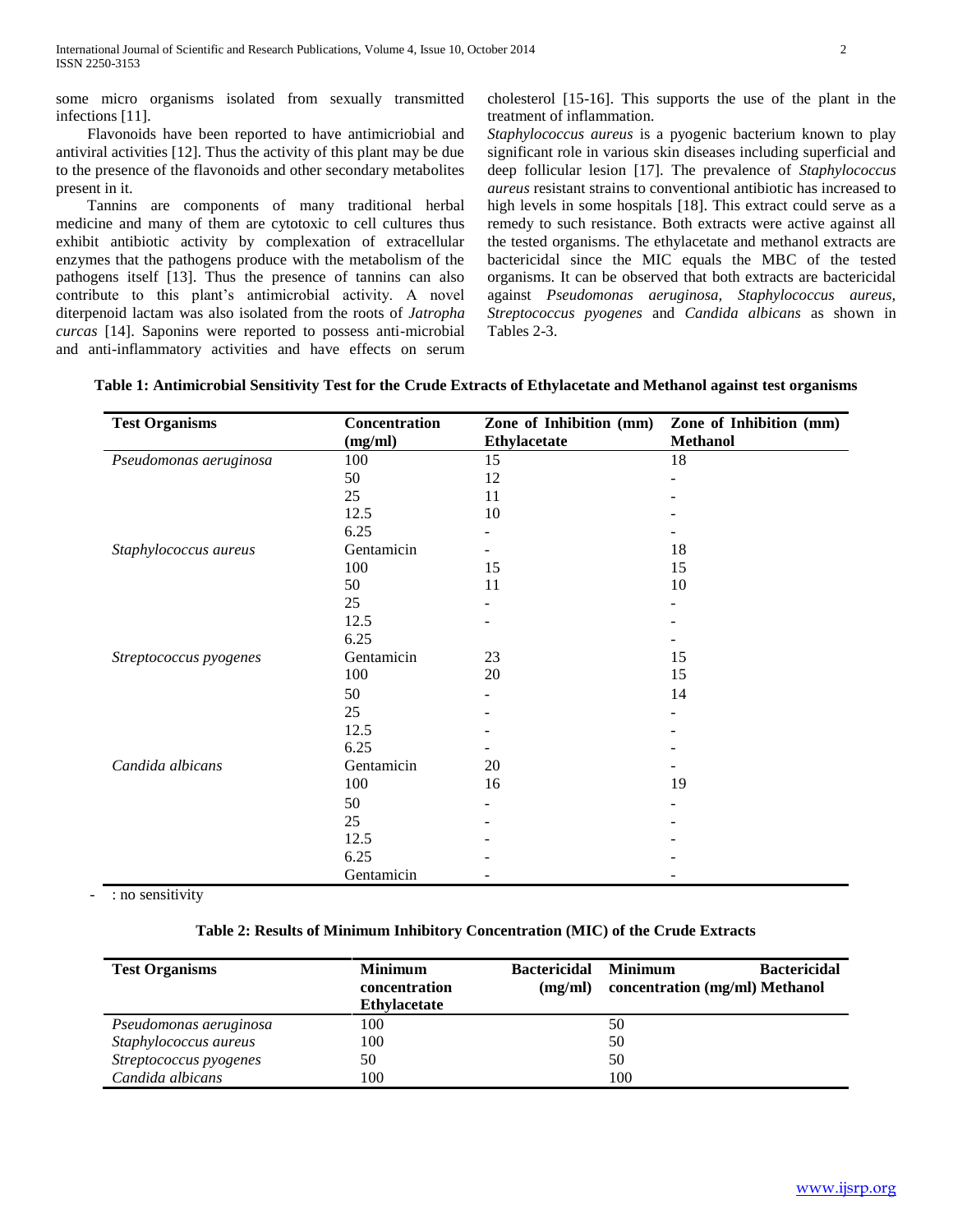some micro organisms isolated from sexually transmitted infections [11].

Flavonoids have been reported to have antimicriobial and antiviral activities [12]. Thus the activity of this plant may be due to the presence of the flavonoids and other secondary metabolites present in it.

Tannins are components of many traditional herbal medicine and many of them are cytotoxic to cell cultures thus exhibit antibiotic activity by complexation of extracellular enzymes that the pathogens produce with the metabolism of the pathogens itself [13]. Thus the presence of tannins can also contribute to this plant's antimicrobial activity. A novel diterpenoid lactam was also isolated from the roots of *Jatropha curcas* [14]. Saponins were reported to possess anti-microbial and anti-inflammatory activities and have effects on serum cholesterol [15-16]. This supports the use of the plant in the treatment of inflammation.

*Staphylococcus aureus* is a pyogenic bacterium known to play significant role in various skin diseases including superficial and deep follicular lesion [17]. The prevalence of *Staphylococcus aureus* resistant strains to conventional antibiotic has increased to high levels in some hospitals [18]. This extract could serve as a remedy to such resistance. Both extracts were active against all the tested organisms. The ethylacetate and methanol extracts are bactericidal since the MIC equals the MBC of the tested organisms. It can be observed that both extracts are bactericidal against *Pseudomonas aeruginosa, Staphylococcus aureus, Streptococcus pyogenes* and *Candida albicans* as shown in Tables 2-3.

**Table 1: Antimicrobial Sensitivity Test for the Crude Extracts of Ethylacetate and Methanol against test organisms**

| Test Organisms | Concentration (mg/ml) | Zone of Inhibition (mm) Ethylacetate | Zone of Inhibition (mm) Methanol |
|---|---|---|---|
| *Pseudomonas aeruginosa* | 100 | 15 | 18 |
| | 50 | 12 | - |
| | 25 | 11 | - |
| | 12.5 | 10 | - |
| | 6.25 | - | - |
| *Staphylococcus aureus* | Gentamicin | - | 18 |
| | 100 | 15 | 15 |
| | 50 | 11 | 10 |
| | 25 | - | - |
| | 12.5 | - | - |
| | 6.25 | | - |
| *Streptococcus pyogenes* | Gentamicin | 23 | 15 |
| | 100 | 20 | 15 |
| | 50 | - | 14 |
| | 25 | - | - |
| | 12.5 | - | - |
| | 6.25 | - | - |
| *Candida albicans* | Gentamicin | 20 | - |
| | 100 | 16 | 19 |
| | 50 | - | - |
| | 25 | - | - |
| | 12.5 | - | - |
| | 6.25 | - | - |
| | Gentamicin | - | - |

- : no sensitivity

**Table 2: Results of Minimum Inhibitory Concentration (MIC) of the Crude Extracts**

| Test Organisms | Minimum Bactericidal concentration (mg/ml) Ethylacetate | Minimum Bactericidal concentration (mg/ml) Methanol |
|---|---|---|
| *Pseudomonas aeruginosa* | 100 | 50 |
| *Staphylococcus aureus* | 100 | 50 |
| *Streptococcus pyogenes* | 50 | 50 |
| *Candida albicans* | 100 | 100 |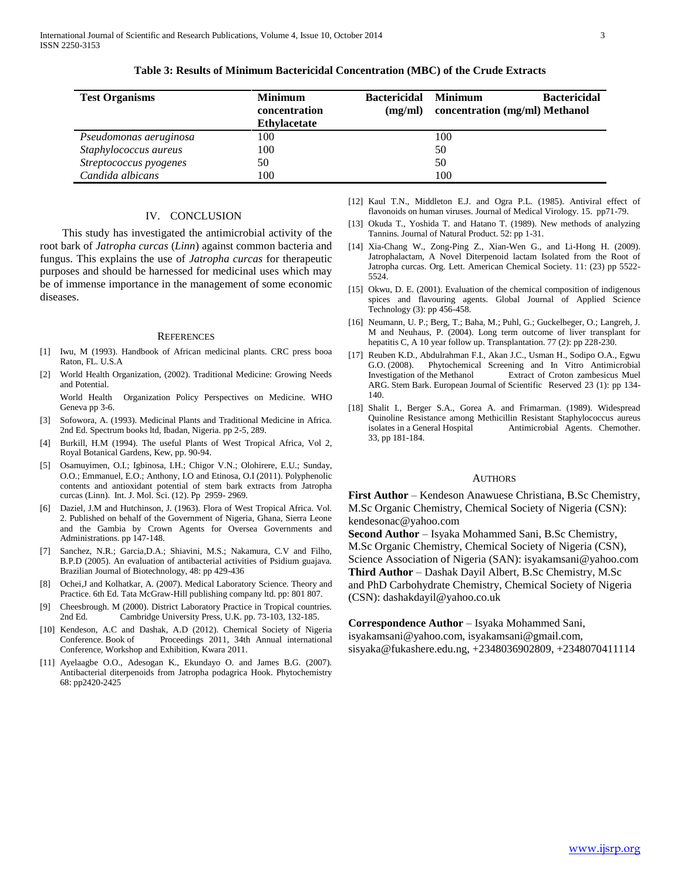**Table 3: Results of Minimum Bactericidal Concentration (MBC) of the Crude Extracts**

| Test Organisms | Minimum Bactericidal concentration (mg/ml) Ethylacetate | Minimum Bactericidal concentration (mg/ml) Methanol |
|---|---|---|
| *Pseudomonas aeruginosa* | 100 | 100 |
| *Staphylococcus aureus* | 100 | 50 |
| *Streptococcus pyogenes* | 50 | 50 |
| *Candida albicans* | 100 | 100 |

## IV. CONCLUSION

This study has investigated the antimicrobial activity of the root bark of *Jatropha curcas* (*Linn*) against common bacteria and fungus. This explains the use of *Jatropha curcas* for therapeutic purposes and should be harnessed for medicinal uses which may be of immense importance in the management of some economic diseases.

## REFERENCES

[1] Iwu, M (1993). Handbook of African medicinal plants. CRC press booa Raton, FL. U.S.A

[2] World Health Organization, (2002). Traditional Medicine: Growing Needs and Potential.
World Health Organization Policy Perspectives on Medicine. WHO Geneva pp 3-6.

[3] Sofowora, A. (1993). Medicinal Plants and Traditional Medicine in Africa. 2nd Ed. Spectrum books ltd, Ibadan, Nigeria. pp 2-5, 289.

[4] Burkill, H.M (1994). The useful Plants of West Tropical Africa, Vol 2, Royal Botanical Gardens, Kew, pp. 90-94.

[5] Osamuyimen, O.I.; Igbinosa, I.H.; Chigor V.N.; Olohirere, E.U.; Sunday, O.O.; Emmanuel, E.O.; Anthony, I.O and Etinosa, O.I (2011). Polyphenolic contents and antioxidant potential of stem bark extracts from Jatropha curcas (Linn). Int. J. Mol. Sci. (12). Pp 2959- 2969.

[6] Daziel, J.M and Hutchinson, J. (1963). Flora of West Tropical Africa. Vol. 2. Published on behalf of the Government of Nigeria, Ghana, Sierra Leone and the Gambia by Crown Agents for Oversea Governments and Administrations. pp 147-148.

[7] Sanchez, N.R.; Garcia,D.A.; Shiavini, M.S.; Nakamura, C.V and Filho, B.P.D (2005). An evaluation of antibacterial activities of Psidium guajava. Brazilian Journal of Biotechnology, 48: pp 429-436

[8] Ochei,J and Kolhatkar, A. (2007). Medical Laboratory Science. Theory and Practice. 6th Ed. Tata McGraw-Hill publishing company ltd. pp: 801 807.

[9] Cheesbrough. M (2000). District Laboratory Practice in Tropical countries. 2nd Ed. Cambridge University Press, U.K. pp. 73-103, 132-185.

[10] Kendeson, A.C and Dashak, A.D (2012). Chemical Society of Nigeria Conference. Book of Proceedings 2011, 34th Annual international Conference, Workshop and Exhibition, Kwara 2011.

[11] Ayelaagbe O.O., Adesogan K., Ekundayo O. and James B.G. (2007). Antibacterial diterpenoids from Jatropha podagrica Hook. Phytochemistry 68: pp2420-2425

[12] Kaul T.N., Middleton E.J. and Ogra P.L. (1985). Antiviral effect of flavonoids on human viruses. Journal of Medical Virology. 15. pp71-79.

[13] Okuda T., Yoshida T. and Hatano T. (1989). New methods of analyzing Tannins. Journal of Natural Product. 52: pp 1-31.

[14] Xia-Chang W., Zong-Ping Z., Xian-Wen G., and Li-Hong H. (2009). Jatrophalactam, A Novel Diterpenoid lactam Isolated from the Root of Jatropha curcas. Org. Lett. American Chemical Society. 11: (23) pp 5522-5524.

[15] Okwu, D. E. (2001). Evaluation of the chemical composition of indigenous spices and flavouring agents. Global Journal of Applied Science Technology (3): pp 456-458.

[16] Neumann, U. P.; Berg, T.; Baha, M.; Puhl, G.; Guckelbeger, O.; Langreh, J. M and Neuhaus, P. (2004). Long term outcome of liver transplant for hepatitis C, A 10 year follow up. Transplantation. 77 (2): pp 228-230.

[17] Reuben K.D., Abdulrahman F.I., Akan J.C., Usman H., Sodipo O.A., Egwu G.O. (2008). Phytochemical Screening and In Vitro Antimicrobial Investigation of the Methanol Extract of Croton zambesicus Muel ARG. Stem Bark. European Journal of Scientific Reserved 23 (1): pp 134-140.

[18] Shalit I., Berger S.A., Gorea A. and Frimarman. (1989). Widespread Quinoline Resistance among Methicillin Resistant Staphylococcus aureus isolates in a General Hospital Antimicrobial Agents. Chemother. 33, pp 181-184.

## AUTHORS

**First Author** – Kendeson Anawuese Christiana, B.Sc Chemistry, M.Sc Organic Chemistry, Chemical Society of Nigeria (CSN): kendesonac@yahoo.com

**Second Author** – Isyaka Mohammed Sani, B.Sc Chemistry, M.Sc Organic Chemistry, Chemical Society of Nigeria (CSN), Science Association of Nigeria (SAN): isyakamsani@yahoo.com

**Third Author** – Dashak Dayil Albert, B.Sc Chemistry, M.Sc and PhD Carbohydrate Chemistry, Chemical Society of Nigeria (CSN): dashakdayil@yahoo.co.uk

**Correspondence Author** – Isyaka Mohammed Sani, isyakamsani@yahoo.com, isyakamsani@gmail.com, sisyaka@fukashere.edu.ng, +2348036902809, +2348070411114